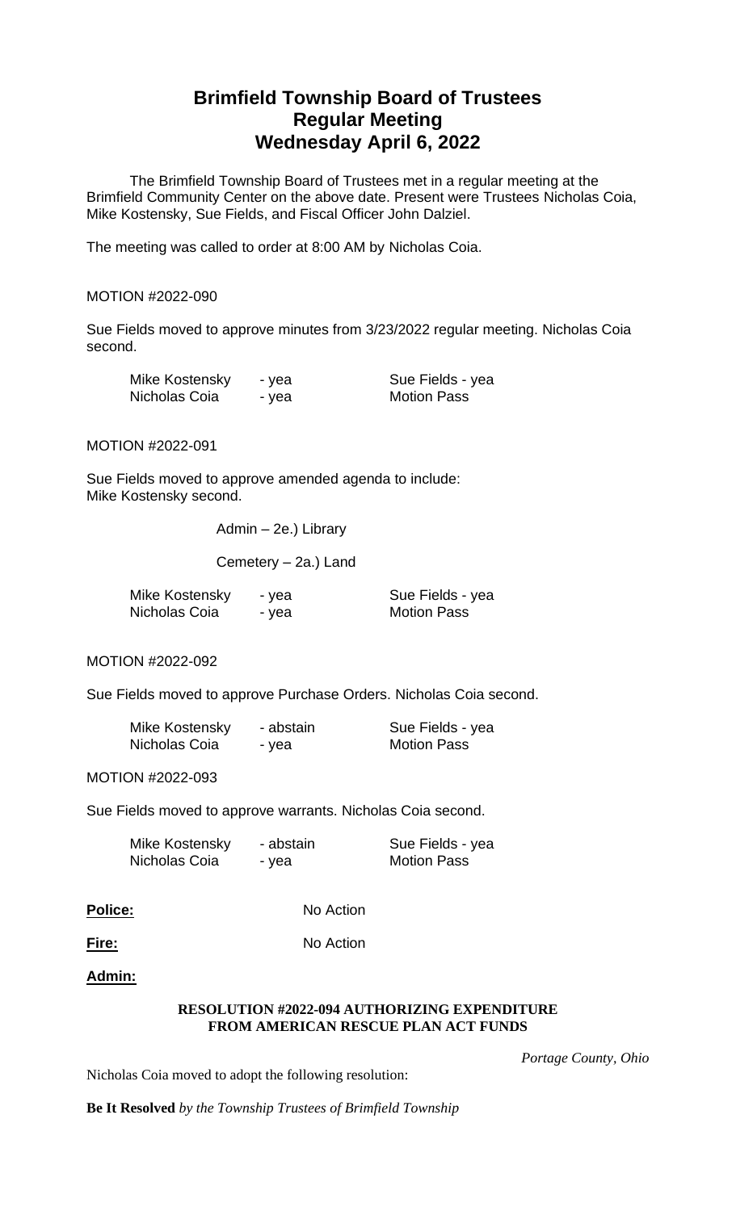# Brimfield Township Board of Trustees
# Regular Meeting
# Wednesday April 6, 2022

The Brimfield Township Board of Trustees met in a regular meeting at the Brimfield Community Center on the above date. Present were Trustees Nicholas Coia, Mike Kostensky, Sue Fields, and Fiscal Officer John Dalziel.

The meeting was called to order at 8:00 AM by Nicholas Coia.

MOTION #2022-090

Sue Fields moved to approve minutes from 3/23/2022 regular meeting. Nicholas Coia second.

| | | |
|---|---|---|
| Mike Kostensky | - yea | Sue Fields - yea |
| Nicholas Coia | - yea | Motion Pass |

MOTION #2022-091

Sue Fields moved to approve amended agenda to include:
Mike Kostensky second.

Admin – 2e.) Library

Cemetery – 2a.) Land

| | | |
|---|---|---|
| Mike Kostensky | - yea | Sue Fields - yea |
| Nicholas Coia | - yea | Motion Pass |

MOTION #2022-092

Sue Fields moved to approve Purchase Orders. Nicholas Coia second.

| | | |
|---|---|---|
| Mike Kostensky | - abstain | Sue Fields - yea |
| Nicholas Coia | - yea | Motion Pass |

MOTION #2022-093

Sue Fields moved to approve warrants. Nicholas Coia second.

| | | |
|---|---|---|
| Mike Kostensky | - abstain | Sue Fields - yea |
| Nicholas Coia | - yea | Motion Pass |

**Police:** No Action

**Fire:** No Action

**Admin:**

**RESOLUTION #2022-094 AUTHORIZING EXPENDITURE FROM AMERICAN RESCUE PLAN ACT FUNDS**

*Portage County, Ohio*

Nicholas Coia moved to adopt the following resolution:

**Be It Resolved** *by the Township Trustees of Brimfield Township*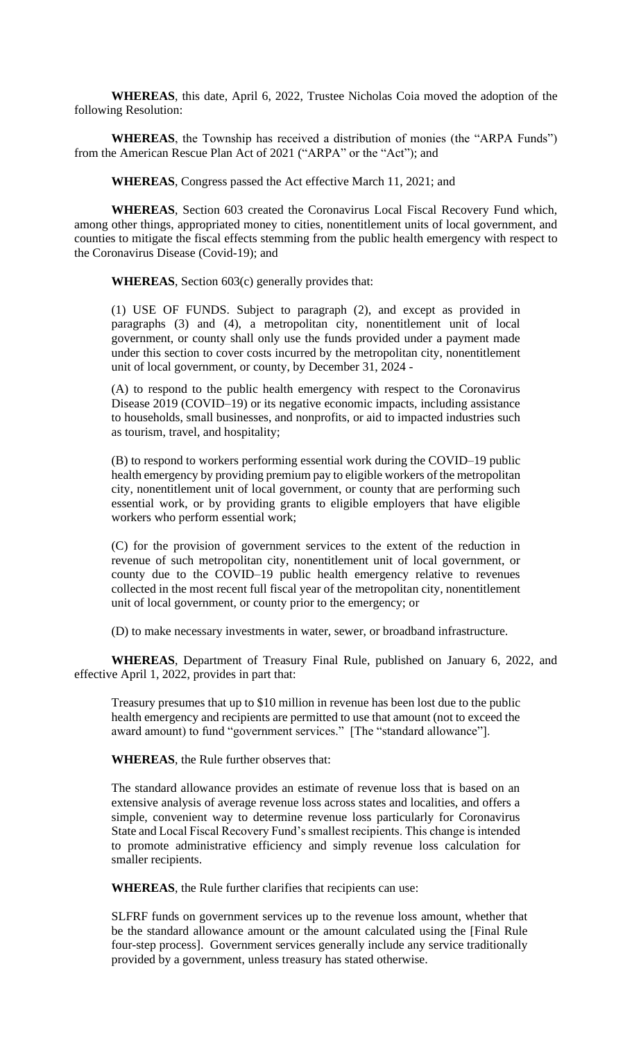**WHEREAS**, this date, April 6, 2022, Trustee Nicholas Coia moved the adoption of the following Resolution:

**WHEREAS**, the Township has received a distribution of monies (the "ARPA Funds") from the American Rescue Plan Act of 2021 ("ARPA" or the "Act"); and

**WHEREAS**, Congress passed the Act effective March 11, 2021; and

**WHEREAS**, Section 603 created the Coronavirus Local Fiscal Recovery Fund which, among other things, appropriated money to cities, nonentitlement units of local government, and counties to mitigate the fiscal effects stemming from the public health emergency with respect to the Coronavirus Disease (Covid-19); and

**WHEREAS**, Section 603(c) generally provides that:

> (1) USE OF FUNDS. Subject to paragraph (2), and except as provided in paragraphs (3) and (4), a metropolitan city, nonentitlement unit of local government, or county shall only use the funds provided under a payment made under this section to cover costs incurred by the metropolitan city, nonentitlement unit of local government, or county, by December 31, 2024 -
>
> (A) to respond to the public health emergency with respect to the Coronavirus Disease 2019 (COVID–19) or its negative economic impacts, including assistance to households, small businesses, and nonprofits, or aid to impacted industries such as tourism, travel, and hospitality;
>
> (B) to respond to workers performing essential work during the COVID–19 public health emergency by providing premium pay to eligible workers of the metropolitan city, nonentitlement unit of local government, or county that are performing such essential work, or by providing grants to eligible employers that have eligible workers who perform essential work;
>
> (C) for the provision of government services to the extent of the reduction in revenue of such metropolitan city, nonentitlement unit of local government, or county due to the COVID–19 public health emergency relative to revenues collected in the most recent full fiscal year of the metropolitan city, nonentitlement unit of local government, or county prior to the emergency; or
>
> (D) to make necessary investments in water, sewer, or broadband infrastructure.

**WHEREAS**, Department of Treasury Final Rule, published on January 6, 2022, and effective April 1, 2022, provides in part that:

> Treasury presumes that up to $10 million in revenue has been lost due to the public health emergency and recipients are permitted to use that amount (not to exceed the award amount) to fund "government services." [The "standard allowance"].

**WHEREAS**, the Rule further observes that:

> The standard allowance provides an estimate of revenue loss that is based on an extensive analysis of average revenue loss across states and localities, and offers a simple, convenient way to determine revenue loss particularly for Coronavirus State and Local Fiscal Recovery Fund's smallest recipients. This change is intended to promote administrative efficiency and simply revenue loss calculation for smaller recipients.

**WHEREAS**, the Rule further clarifies that recipients can use:

> SLFRF funds on government services up to the revenue loss amount, whether that be the standard allowance amount or the amount calculated using the [Final Rule four-step process]. Government services generally include any service traditionally provided by a government, unless treasury has stated otherwise.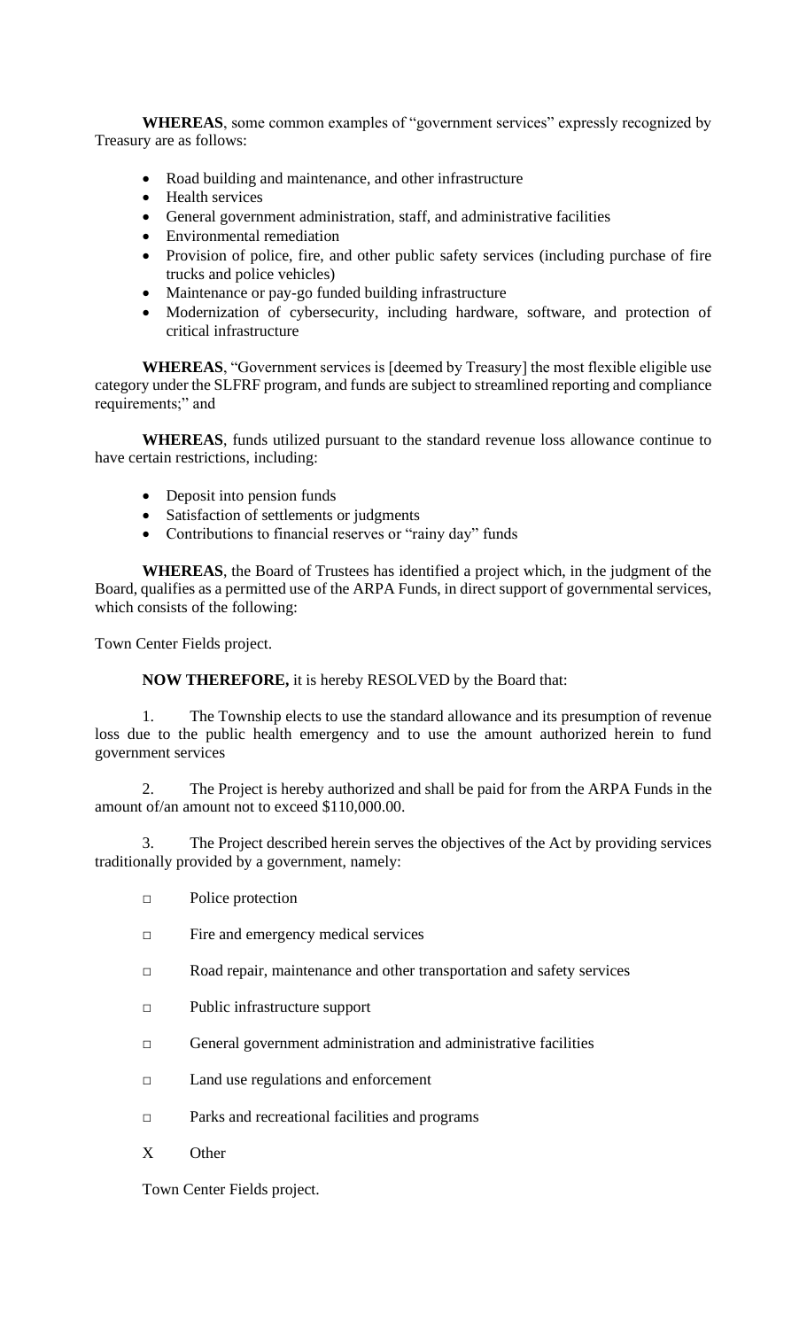**WHEREAS**, some common examples of "government services" expressly recognized by Treasury are as follows:

- Road building and maintenance, and other infrastructure
- Health services
- General government administration, staff, and administrative facilities
- Environmental remediation
- Provision of police, fire, and other public safety services (including purchase of fire trucks and police vehicles)
- Maintenance or pay-go funded building infrastructure
- Modernization of cybersecurity, including hardware, software, and protection of critical infrastructure

**WHEREAS**, "Government services is [deemed by Treasury] the most flexible eligible use category under the SLFRF program, and funds are subject to streamlined reporting and compliance requirements;" and

**WHEREAS**, funds utilized pursuant to the standard revenue loss allowance continue to have certain restrictions, including:

- Deposit into pension funds
- Satisfaction of settlements or judgments
- Contributions to financial reserves or "rainy day" funds

**WHEREAS**, the Board of Trustees has identified a project which, in the judgment of the Board, qualifies as a permitted use of the ARPA Funds, in direct support of governmental services, which consists of the following:

Town Center Fields project.

**NOW THEREFORE,** it is hereby RESOLVED by the Board that:

1. The Township elects to use the standard allowance and its presumption of revenue loss due to the public health emergency and to use the amount authorized herein to fund government services

2. The Project is hereby authorized and shall be paid for from the ARPA Funds in the amount of/an amount not to exceed $110,000.00.

3. The Project described herein serves the objectives of the Act by providing services traditionally provided by a government, namely:

□ Police protection

□ Fire and emergency medical services

□ Road repair, maintenance and other transportation and safety services

□ Public infrastructure support

□ General government administration and administrative facilities

□ Land use regulations and enforcement

□ Parks and recreational facilities and programs

X Other

Town Center Fields project.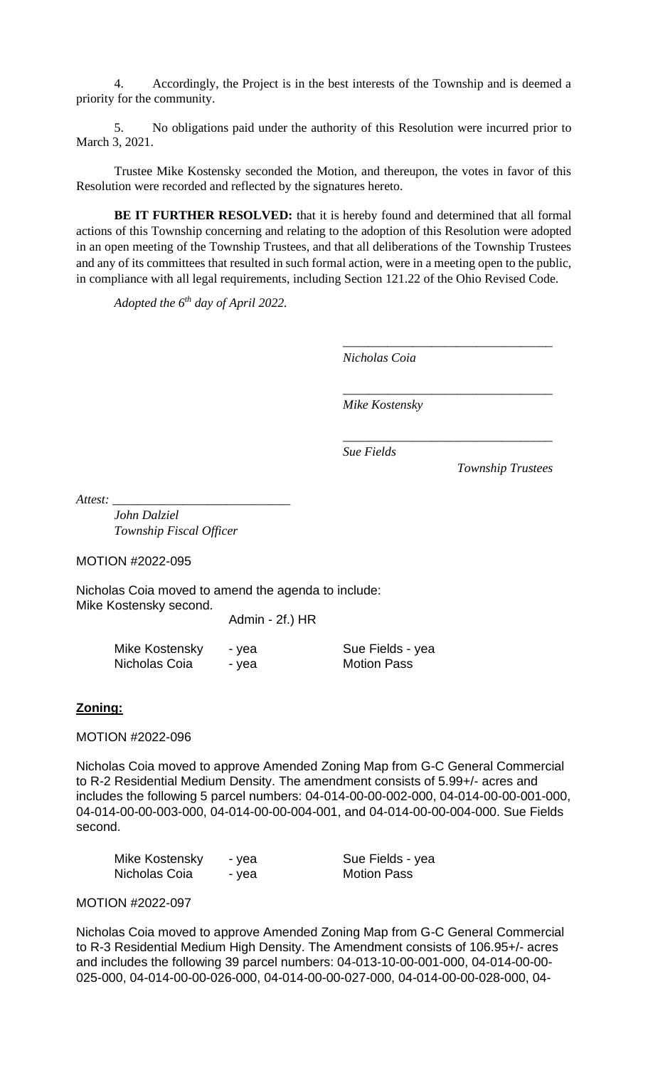4. Accordingly, the Project is in the best interests of the Township and is deemed a priority for the community.

5. No obligations paid under the authority of this Resolution were incurred prior to March 3, 2021.

Trustee Mike Kostensky seconded the Motion, and thereupon, the votes in favor of this Resolution were recorded and reflected by the signatures hereto.

**BE IT FURTHER RESOLVED:** that it is hereby found and determined that all formal actions of this Township concerning and relating to the adoption of this Resolution were adopted in an open meeting of the Township Trustees, and that all deliberations of the Township Trustees and any of its committees that resulted in such formal action, were in a meeting open to the public, in compliance with all legal requirements, including Section 121.22 of the Ohio Revised Code.

*Adopted the 6th day of April 2022.*

\_\_\_\_\_\_\_\_\_\_\_\_\_\_\_\_\_\_\_\_\_\_\_\_\_\_\_\_\_\_\_\_
*Nicholas Coia*

\_\_\_\_\_\_\_\_\_\_\_\_\_\_\_\_\_\_\_\_\_\_\_\_\_\_\_\_\_\_\_\_
*Mike Kostensky*

\_\_\_\_\_\_\_\_\_\_\_\_\_\_\_\_\_\_\_\_\_\_\_\_\_\_\_\_\_\_\_\_
*Sue Fields*

*Township Trustees*

*Attest:* \_\_\_\_\_\_\_\_\_\_\_\_\_\_\_\_\_\_\_\_\_\_\_\_\_\_\_\_
*John Dalziel*
*Township Fiscal Officer*

MOTION #2022-095

Nicholas Coia moved to amend the agenda to include:
Mike Kostensky second.

Admin - 2f.) HR

| | | |
|---|---|---|
| Mike Kostensky | - yea | Sue Fields - yea |
| Nicholas Coia | - yea | Motion Pass |

## **Zoning:**

MOTION #2022-096

Nicholas Coia moved to approve Amended Zoning Map from G-C General Commercial to R-2 Residential Medium Density. The amendment consists of 5.99+/- acres and includes the following 5 parcel numbers: 04-014-00-00-002-000, 04-014-00-00-001-000, 04-014-00-00-003-000, 04-014-00-00-004-001, and 04-014-00-00-004-000. Sue Fields second.

| | | |
|---|---|---|
| Mike Kostensky | - yea | Sue Fields - yea |
| Nicholas Coia | - yea | Motion Pass |

MOTION #2022-097

Nicholas Coia moved to approve Amended Zoning Map from G-C General Commercial to R-3 Residential Medium High Density. The Amendment consists of 106.95+/- acres and includes the following 39 parcel numbers: 04-013-10-00-001-000, 04-014-00-00-025-000, 04-014-00-00-026-000, 04-014-00-00-027-000, 04-014-00-00-028-000, 04-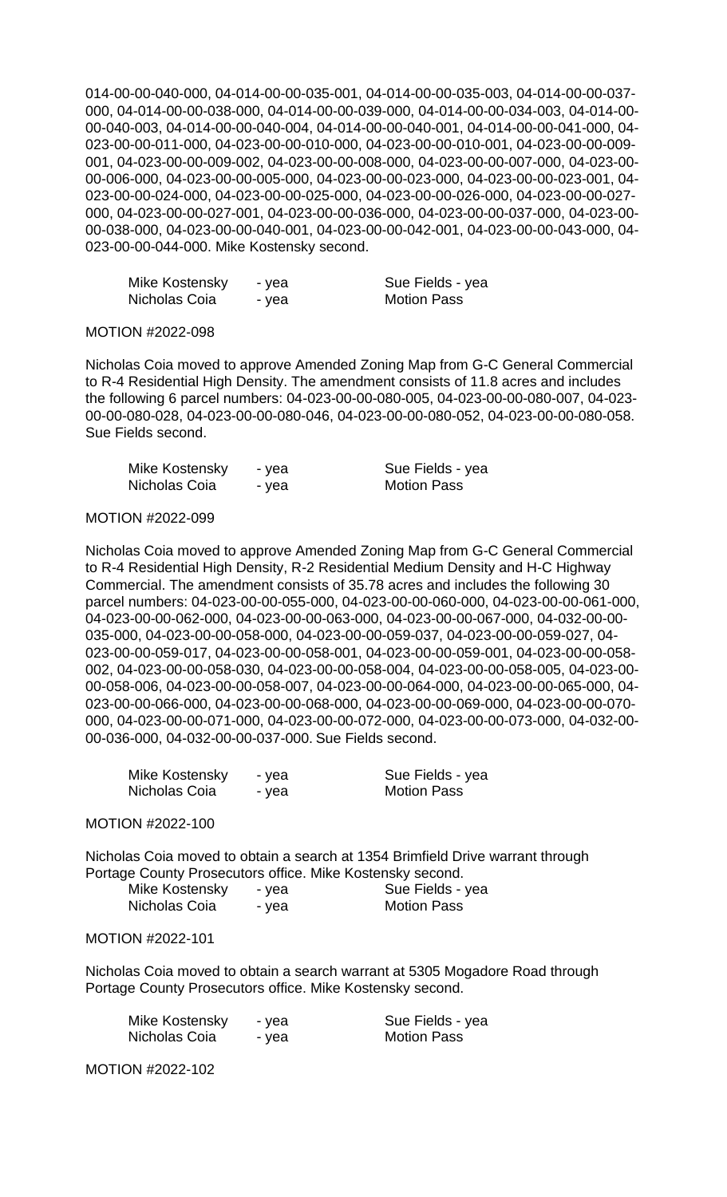014-00-00-040-000, 04-014-00-00-035-001, 04-014-00-00-035-003, 04-014-00-00-037-000, 04-014-00-00-038-000, 04-014-00-00-039-000, 04-014-00-00-034-003, 04-014-00-00-040-003, 04-014-00-00-040-004, 04-014-00-00-040-001, 04-014-00-00-041-000, 04-023-00-00-011-000, 04-023-00-00-010-000, 04-023-00-00-010-001, 04-023-00-00-009-001, 04-023-00-00-009-002, 04-023-00-00-008-000, 04-023-00-00-007-000, 04-023-00-00-006-000, 04-023-00-00-005-000, 04-023-00-00-023-000, 04-023-00-00-023-001, 04-023-00-00-024-000, 04-023-00-00-025-000, 04-023-00-00-026-000, 04-023-00-00-027-000, 04-023-00-00-027-001, 04-023-00-00-036-000, 04-023-00-00-037-000, 04-023-00-00-038-000, 04-023-00-00-040-001, 04-023-00-00-042-001, 04-023-00-00-043-000, 04-023-00-00-044-000. Mike Kostensky second.

| | | |
|---|---|---|
| Mike Kostensky | - yea | Sue Fields - yea |
| Nicholas Coia | - yea | Motion Pass |

MOTION #2022-098

Nicholas Coia moved to approve Amended Zoning Map from G-C General Commercial to R-4 Residential High Density. The amendment consists of 11.8 acres and includes the following 6 parcel numbers: 04-023-00-00-080-005, 04-023-00-00-080-007, 04-023-00-00-080-028, 04-023-00-00-080-046, 04-023-00-00-080-052, 04-023-00-00-080-058. Sue Fields second.

| | | |
|---|---|---|
| Mike Kostensky | - yea | Sue Fields - yea |
| Nicholas Coia | - yea | Motion Pass |

MOTION #2022-099

Nicholas Coia moved to approve Amended Zoning Map from G-C General Commercial to R-4 Residential High Density, R-2 Residential Medium Density and H-C Highway Commercial. The amendment consists of 35.78 acres and includes the following 30 parcel numbers: 04-023-00-00-055-000, 04-023-00-00-060-000, 04-023-00-00-061-000, 04-023-00-00-062-000, 04-023-00-00-063-000, 04-023-00-00-067-000, 04-032-00-00-035-000, 04-023-00-00-058-000, 04-023-00-00-059-037, 04-023-00-00-059-027, 04-023-00-00-059-017, 04-023-00-00-058-001, 04-023-00-00-059-001, 04-023-00-00-058-002, 04-023-00-00-058-030, 04-023-00-00-058-004, 04-023-00-00-058-005, 04-023-00-00-058-006, 04-023-00-00-058-007, 04-023-00-00-064-000, 04-023-00-00-065-000, 04-023-00-00-066-000, 04-023-00-00-068-000, 04-023-00-00-069-000, 04-023-00-00-070-000, 04-023-00-00-071-000, 04-023-00-00-072-000, 04-023-00-00-073-000, 04-032-00-00-036-000, 04-032-00-00-037-000. Sue Fields second.

| | | |
|---|---|---|
| Mike Kostensky | - yea | Sue Fields - yea |
| Nicholas Coia | - yea | Motion Pass |

MOTION #2022-100

Nicholas Coia moved to obtain a search at 1354 Brimfield Drive warrant through Portage County Prosecutors office. Mike Kostensky second.

| | | |
|---|---|---|
| Mike Kostensky | - yea | Sue Fields - yea |
| Nicholas Coia | - yea | Motion Pass |

MOTION #2022-101

Nicholas Coia moved to obtain a search warrant at 5305 Mogadore Road through Portage County Prosecutors office. Mike Kostensky second.

| | | |
|---|---|---|
| Mike Kostensky | - yea | Sue Fields - yea |
| Nicholas Coia | - yea | Motion Pass |

MOTION #2022-102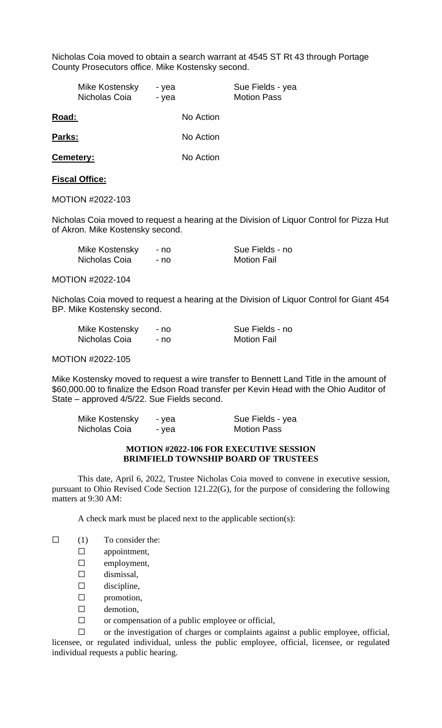Nicholas Coia moved to obtain a search warrant at 4545 ST Rt 43 through Portage County Prosecutors office. Mike Kostensky second.

| | | |
|---|---|---|
| Mike Kostensky | - yea | Sue Fields - yea |
| Nicholas Coia | - yea | Motion Pass |

**Road:** No Action

**Parks:** No Action

**Cemetery:** No Action

**Fiscal Office:**

MOTION #2022-103

Nicholas Coia moved to request a hearing at the Division of Liquor Control for Pizza Hut of Akron. Mike Kostensky second.

| | | |
|---|---|---|
| Mike Kostensky | - no | Sue Fields - no |
| Nicholas Coia | - no | Motion Fail |

MOTION #2022-104

Nicholas Coia moved to request a hearing at the Division of Liquor Control for Giant 454 BP. Mike Kostensky second.

| | | |
|---|---|---|
| Mike Kostensky | - no | Sue Fields - no |
| Nicholas Coia | - no | Motion Fail |

MOTION #2022-105

Mike Kostensky moved to request a wire transfer to Bennett Land Title in the amount of $60,000.00 to finalize the Edson Road transfer per Kevin Head with the Ohio Auditor of State – approved 4/5/22. Sue Fields second.

| | | |
|---|---|---|
| Mike Kostensky | - yea | Sue Fields - yea |
| Nicholas Coia | - yea | Motion Pass |

**MOTION #2022-106 FOR EXECUTIVE SESSION**
**BRIMFIELD TOWNSHIP BOARD OF TRUSTEES**

This date, April 6, 2022, Trustee Nicholas Coia moved to convene in executive session, pursuant to Ohio Revised Code Section 121.22(G), for the purpose of considering the following matters at 9:30 AM:

A check mark must be placed next to the applicable section(s):

☐ (1) To consider the:

- ☐ appointment,
- ☐ employment,
- ☐ dismissal,
- ☐ discipline,
- ☐ promotion,
- ☐ demotion,
- ☐ or compensation of a public employee or official,
- ☐ or the investigation of charges or complaints against a public employee, official, licensee, or regulated individual, unless the public employee, official, licensee, or regulated individual requests a public hearing.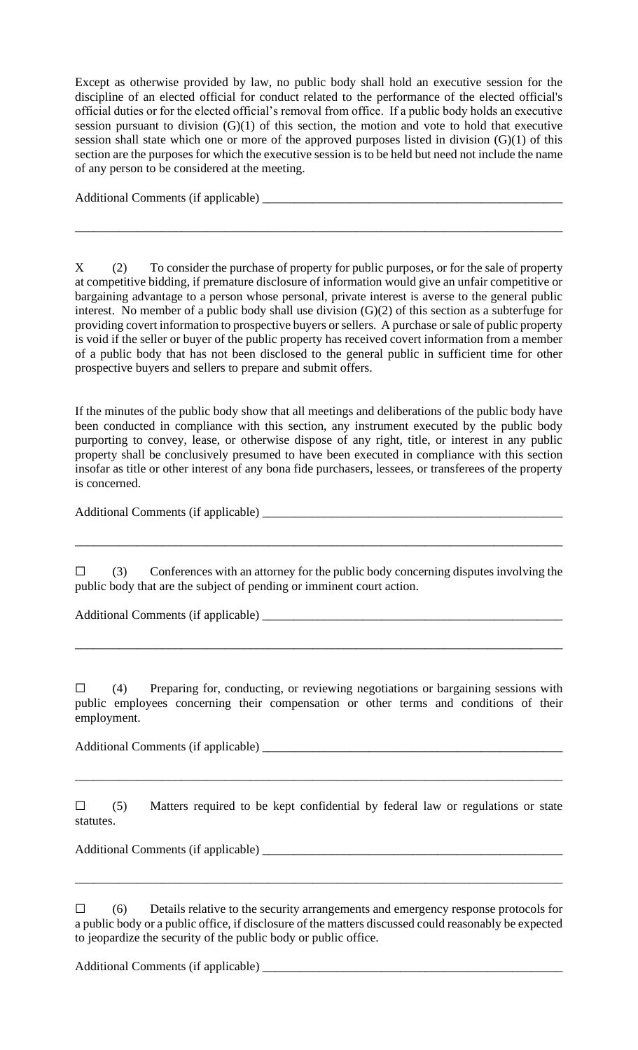Except as otherwise provided by law, no public body shall hold an executive session for the discipline of an elected official for conduct related to the performance of the elected official's official duties or for the elected official's removal from office. If a public body holds an executive session pursuant to division (G)(1) of this section, the motion and vote to hold that executive session shall state which one or more of the approved purposes listed in division (G)(1) of this section are the purposes for which the executive session is to be held but need not include the name of any person to be considered at the meeting.

Additional Comments (if applicable) _______________________________________________

_________________________________________________________________________________

X (2) To consider the purchase of property for public purposes, or for the sale of property at competitive bidding, if premature disclosure of information would give an unfair competitive or bargaining advantage to a person whose personal, private interest is averse to the general public interest. No member of a public body shall use division (G)(2) of this section as a subterfuge for providing covert information to prospective buyers or sellers. A purchase or sale of public property is void if the seller or buyer of the public property has received covert information from a member of a public body that has not been disclosed to the general public in sufficient time for other prospective buyers and sellers to prepare and submit offers.

If the minutes of the public body show that all meetings and deliberations of the public body have been conducted in compliance with this section, any instrument executed by the public body purporting to convey, lease, or otherwise dispose of any right, title, or interest in any public property shall be conclusively presumed to have been executed in compliance with this section insofar as title or other interest of any bona fide purchasers, lessees, or transferees of the property is concerned.

Additional Comments (if applicable) _______________________________________________

_________________________________________________________________________________

☐ (3) Conferences with an attorney for the public body concerning disputes involving the public body that are the subject of pending or imminent court action.

Additional Comments (if applicable) _______________________________________________

_________________________________________________________________________________

☐ (4) Preparing for, conducting, or reviewing negotiations or bargaining sessions with public employees concerning their compensation or other terms and conditions of their employment.

Additional Comments (if applicable) _______________________________________________

_________________________________________________________________________________

☐ (5) Matters required to be kept confidential by federal law or regulations or state statutes.

Additional Comments (if applicable) _______________________________________________

_________________________________________________________________________________

☐ (6) Details relative to the security arrangements and emergency response protocols for a public body or a public office, if disclosure of the matters discussed could reasonably be expected to jeopardize the security of the public body or public office.

Additional Comments (if applicable) _______________________________________________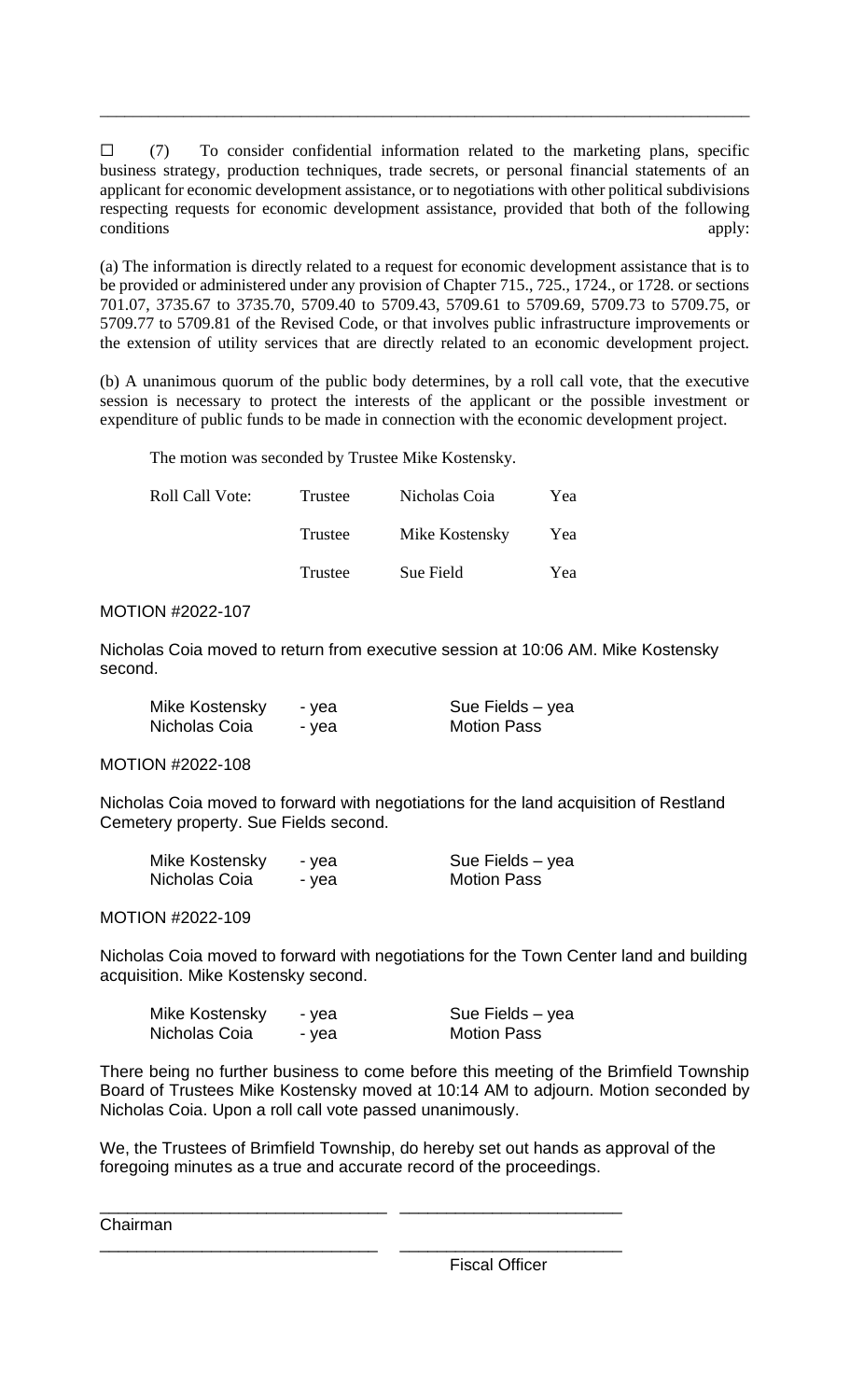☐ (7) To consider confidential information related to the marketing plans, specific business strategy, production techniques, trade secrets, or personal financial statements of an applicant for economic development assistance, or to negotiations with other political subdivisions respecting requests for economic development assistance, provided that both of the following conditions apply:

(a) The information is directly related to a request for economic development assistance that is to be provided or administered under any provision of Chapter 715., 725., 1724., or 1728. or sections 701.07, 3735.67 to 3735.70, 5709.40 to 5709.43, 5709.61 to 5709.69, 5709.73 to 5709.75, or 5709.77 to 5709.81 of the Revised Code, or that involves public infrastructure improvements or the extension of utility services that are directly related to an economic development project.

(b) A unanimous quorum of the public body determines, by a roll call vote, that the executive session is necessary to protect the interests of the applicant or the possible investment or expenditure of public funds to be made in connection with the economic development project.

The motion was seconded by Trustee Mike Kostensky.

| | | | |
|---|---|---|---|
| Roll Call Vote: | Trustee | Nicholas Coia | Yea |
| | Trustee | Mike Kostensky | Yea |
| | Trustee | Sue Field | Yea |

MOTION #2022-107

Nicholas Coia moved to return from executive session at 10:06 AM. Mike Kostensky second.

| | | |
|---|---|---|
| Mike Kostensky | - yea | Sue Fields – yea |
| Nicholas Coia | - yea | Motion Pass |

MOTION #2022-108

Nicholas Coia moved to forward with negotiations for the land acquisition of Restland Cemetery property. Sue Fields second.

| | | |
|---|---|---|
| Mike Kostensky | - yea | Sue Fields – yea |
| Nicholas Coia | - yea | Motion Pass |

MOTION #2022-109

Nicholas Coia moved to forward with negotiations for the Town Center land and building acquisition. Mike Kostensky second.

| | | |
|---|---|---|
| Mike Kostensky | - yea | Sue Fields – yea |
| Nicholas Coia | - yea | Motion Pass |

There being no further business to come before this meeting of the Brimfield Township Board of Trustees Mike Kostensky moved at 10:14 AM to adjourn. Motion seconded by Nicholas Coia. Upon a roll call vote passed unanimously.

We, the Trustees of Brimfield Township, do hereby set out hands as approval of the foregoing minutes as a true and accurate record of the proceedings.

\_\_\_\_\_\_\_\_\_\_\_\_\_\_\_\_\_\_\_\_\_\_\_\_\_\_\_\_\_\_ \_\_\_\_\_\_\_\_\_\_\_\_\_\_\_\_\_\_\_\_\_\_\_\_\_\_\_\_\_\_
Chairman

\_\_\_\_\_\_\_\_\_\_\_\_\_\_\_\_\_\_\_\_\_\_\_\_\_\_\_\_\_\_ \_\_\_\_\_\_\_\_\_\_\_\_\_\_\_\_\_\_\_\_\_\_\_\_\_\_\_\_\_\_
Fiscal Officer